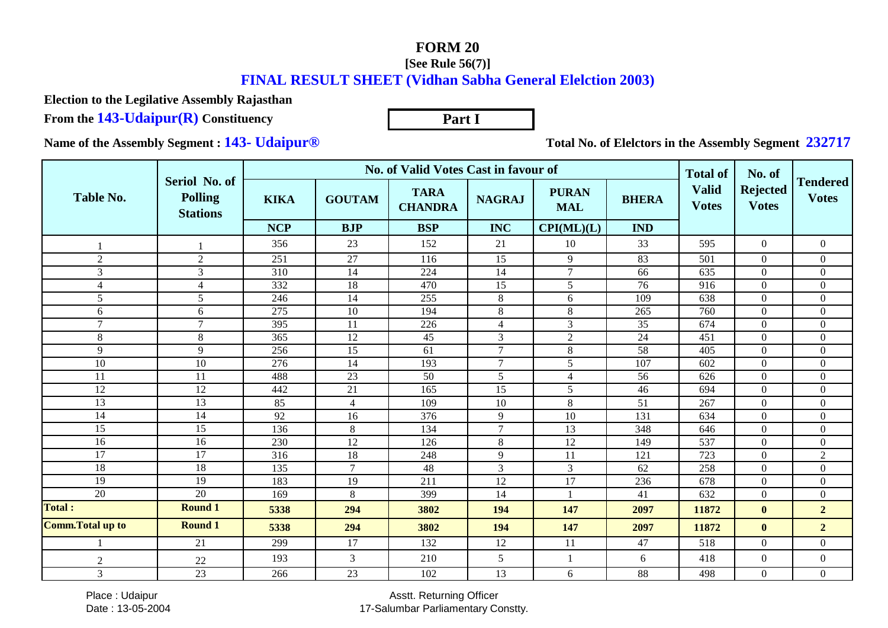# FORM 20

**[See Rule 56(7)]**

## FINAL RESULT SHEET (Vidhan Sabha General Elelction 2003)

**Election to the Legilative Assembly Rajasthan**

**From the 143-Udaipur(R) Constituency**

**Part I**

**Name of the Assembly Segment : 143- Udaipur®**

**Total No. of Elelctors in the Assembly Segment 232717**

| Table No. | Seriol No. of Polling Stations | No. of Valid Votes Cast in favour of | | | | | | Total of Valid Votes | No. of Rejected Votes | Tendered Votes |
|---|---|---|---|---|---|---|---|---|---|---|
| | | KIKA | GOUTAM | TARA CHANDRA | NAGRAJ | PURAN MAL | BHERA | | | |
| | | NCP | BJP | BSP | INC | CPI(ML)(L) | IND | | | |
| 1 | 1 | 356 | 23 | 152 | 21 | 10 | 33 | 595 | 0 | 0 |
| 2 | 2 | 251 | 27 | 116 | 15 | 9 | 83 | 501 | 0 | 0 |
| 3 | 3 | 310 | 14 | 224 | 14 | 7 | 66 | 635 | 0 | 0 |
| 4 | 4 | 332 | 18 | 470 | 15 | 5 | 76 | 916 | 0 | 0 |
| 5 | 5 | 246 | 14 | 255 | 8 | 6 | 109 | 638 | 0 | 0 |
| 6 | 6 | 275 | 10 | 194 | 8 | 8 | 265 | 760 | 0 | 0 |
| 7 | 7 | 395 | 11 | 226 | 4 | 3 | 35 | 674 | 0 | 0 |
| 8 | 8 | 365 | 12 | 45 | 3 | 2 | 24 | 451 | 0 | 0 |
| 9 | 9 | 256 | 15 | 61 | 7 | 8 | 58 | 405 | 0 | 0 |
| 10 | 10 | 276 | 14 | 193 | 7 | 5 | 107 | 602 | 0 | 0 |
| 11 | 11 | 488 | 23 | 50 | 5 | 4 | 56 | 626 | 0 | 0 |
| 12 | 12 | 442 | 21 | 165 | 15 | 5 | 46 | 694 | 0 | 0 |
| 13 | 13 | 85 | 4 | 109 | 10 | 8 | 51 | 267 | 0 | 0 |
| 14 | 14 | 92 | 16 | 376 | 9 | 10 | 131 | 634 | 0 | 0 |
| 15 | 15 | 136 | 8 | 134 | 7 | 13 | 348 | 646 | 0 | 0 |
| 16 | 16 | 230 | 12 | 126 | 8 | 12 | 149 | 537 | 0 | 0 |
| 17 | 17 | 316 | 18 | 248 | 9 | 11 | 121 | 723 | 0 | 2 |
| 18 | 18 | 135 | 7 | 48 | 3 | 3 | 62 | 258 | 0 | 0 |
| 19 | 19 | 183 | 19 | 211 | 12 | 17 | 236 | 678 | 0 | 0 |
| 20 | 20 | 169 | 8 | 399 | 14 | 1 | 41 | 632 | 0 | 0 |
| **Total :** | **Round 1** | **5338** | **294** | **3802** | **194** | **147** | **2097** | **11872** | **0** | **2** |
| **Comm.Total up to** | **Round 1** | **5338** | **294** | **3802** | **194** | **147** | **2097** | **11872** | **0** | **2** |
| 1 | 21 | 299 | 17 | 132 | 12 | 11 | 47 | 518 | 0 | 0 |
| 2 | 22 | 193 | 3 | 210 | 5 | 1 | 6 | 418 | 0 | 0 |
| 3 | 23 | 266 | 23 | 102 | 13 | 6 | 88 | 498 | 0 | 0 |

Place : Udaipur
Date : 13-05-2004

Asstt. Returning Officer
17-Salumbar Parliamentary Constty.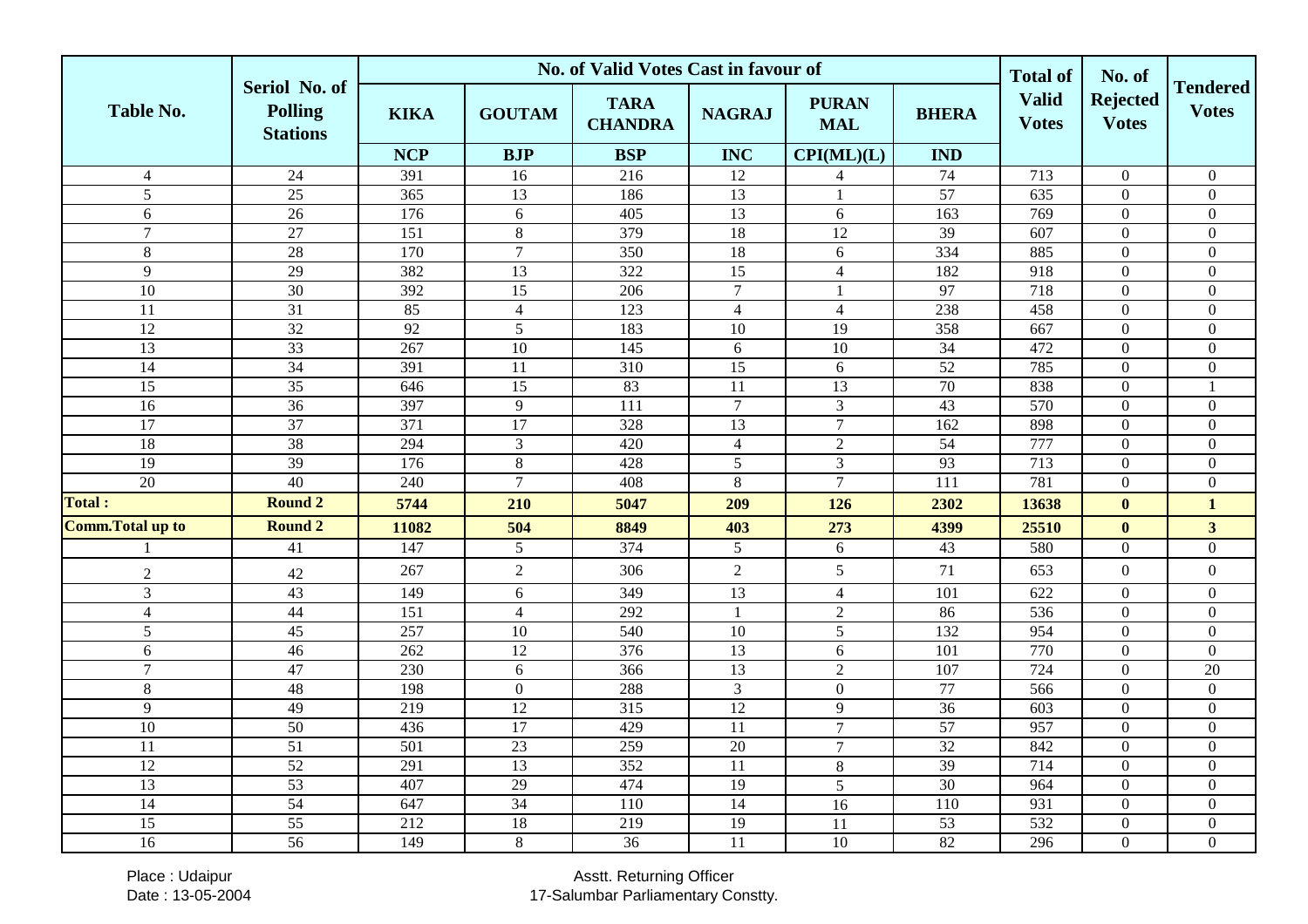| Table No. | Seriol No. of Polling Stations | No. of Valid Votes Cast in favour of | | | | | | Total of Valid Votes | No. of Rejected Votes | Tendered Votes |
|---|---|---|---|---|---|---|---|---|---|---|
| | | KIKA | GOUTAM | TARA CHANDRA | NAGRAJ | PURAN MAL | BHERA | | | |
| | | NCP | BJP | BSP | INC | CPI(ML)(L) | IND | | | |
| 4 | 24 | 391 | 16 | 216 | 12 | 4 | 74 | 713 | 0 | 0 |
| 5 | 25 | 365 | 13 | 186 | 13 | 1 | 57 | 635 | 0 | 0 |
| 6 | 26 | 176 | 6 | 405 | 13 | 6 | 163 | 769 | 0 | 0 |
| 7 | 27 | 151 | 8 | 379 | 18 | 12 | 39 | 607 | 0 | 0 |
| 8 | 28 | 170 | 7 | 350 | 18 | 6 | 334 | 885 | 0 | 0 |
| 9 | 29 | 382 | 13 | 322 | 15 | 4 | 182 | 918 | 0 | 0 |
| 10 | 30 | 392 | 15 | 206 | 7 | 1 | 97 | 718 | 0 | 0 |
| 11 | 31 | 85 | 4 | 123 | 4 | 4 | 238 | 458 | 0 | 0 |
| 12 | 32 | 92 | 5 | 183 | 10 | 19 | 358 | 667 | 0 | 0 |
| 13 | 33 | 267 | 10 | 145 | 6 | 10 | 34 | 472 | 0 | 0 |
| 14 | 34 | 391 | 11 | 310 | 15 | 6 | 52 | 785 | 0 | 0 |
| 15 | 35 | 646 | 15 | 83 | 11 | 13 | 70 | 838 | 0 | 1 |
| 16 | 36 | 397 | 9 | 111 | 7 | 3 | 43 | 570 | 0 | 0 |
| 17 | 37 | 371 | 17 | 328 | 13 | 7 | 162 | 898 | 0 | 0 |
| 18 | 38 | 294 | 3 | 420 | 4 | 2 | 54 | 777 | 0 | 0 |
| 19 | 39 | 176 | 8 | 428 | 5 | 3 | 93 | 713 | 0 | 0 |
| 20 | 40 | 240 | 7 | 408 | 8 | 7 | 111 | 781 | 0 | 0 |
| **Total :** | **Round 2** | **5744** | **210** | **5047** | **209** | **126** | **2302** | **13638** | **0** | **1** |
| **Comm.Total up to** | **Round 2** | **11082** | **504** | **8849** | **403** | **273** | **4399** | **25510** | **0** | **3** |
| 1 | 41 | 147 | 5 | 374 | 5 | 6 | 43 | 580 | 0 | 0 |
| 2 | 42 | 267 | 2 | 306 | 2 | 5 | 71 | 653 | 0 | 0 |
| 3 | 43 | 149 | 6 | 349 | 13 | 4 | 101 | 622 | 0 | 0 |
| 4 | 44 | 151 | 4 | 292 | 1 | 2 | 86 | 536 | 0 | 0 |
| 5 | 45 | 257 | 10 | 540 | 10 | 5 | 132 | 954 | 0 | 0 |
| 6 | 46 | 262 | 12 | 376 | 13 | 6 | 101 | 770 | 0 | 0 |
| 7 | 47 | 230 | 6 | 366 | 13 | 2 | 107 | 724 | 0 | 20 |
| 8 | 48 | 198 | 0 | 288 | 3 | 0 | 77 | 566 | 0 | 0 |
| 9 | 49 | 219 | 12 | 315 | 12 | 9 | 36 | 603 | 0 | 0 |
| 10 | 50 | 436 | 17 | 429 | 11 | 7 | 57 | 957 | 0 | 0 |
| 11 | 51 | 501 | 23 | 259 | 20 | 7 | 32 | 842 | 0 | 0 |
| 12 | 52 | 291 | 13 | 352 | 11 | 8 | 39 | 714 | 0 | 0 |
| 13 | 53 | 407 | 29 | 474 | 19 | 5 | 30 | 964 | 0 | 0 |
| 14 | 54 | 647 | 34 | 110 | 14 | 16 | 110 | 931 | 0 | 0 |
| 15 | 55 | 212 | 18 | 219 | 19 | 11 | 53 | 532 | 0 | 0 |
| 16 | 56 | 149 | 8 | 36 | 11 | 10 | 82 | 296 | 0 | 0 |

Place : Udaipur
Date : 13-05-2004

Asstt. Returning Officer
17-Salumbar Parliamentary Constty.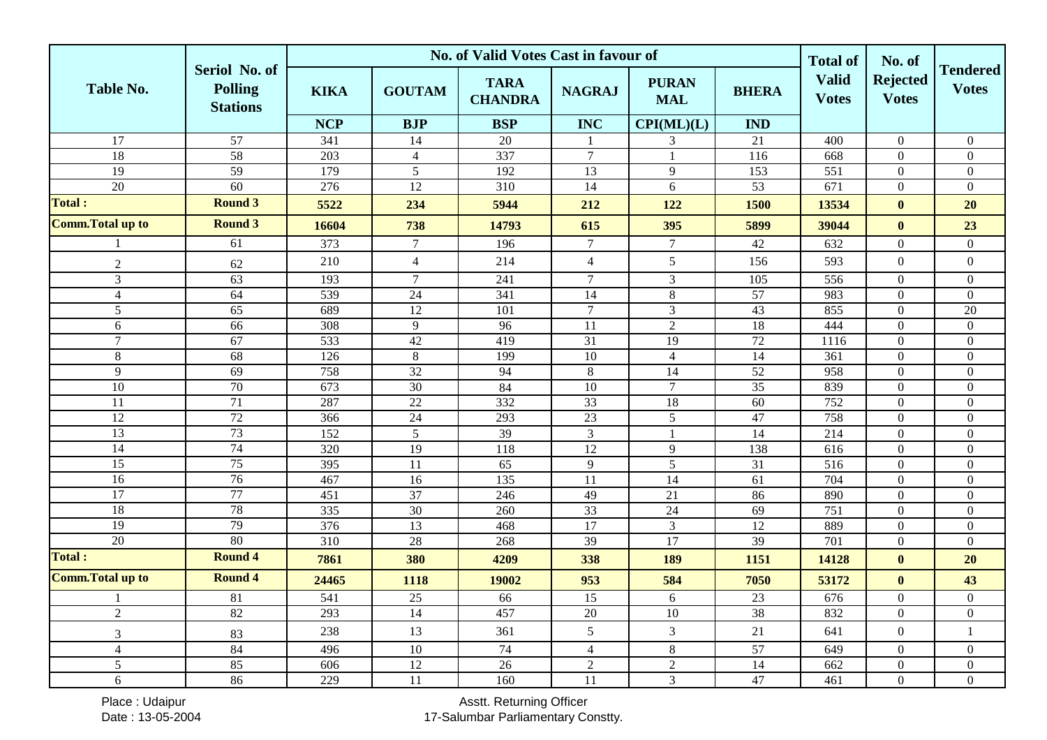| Table No. | Seriol No. of Polling Stations | No. of Valid Votes Cast in favour of | | | | | | Total of Valid Votes | No. of Rejected Votes | Tendered Votes |
|---|---|---|---|---|---|---|---|---|---|---|
| | | KIKA | GOUTAM | TARA CHANDRA | NAGRAJ | PURAN MAL | BHERA | | | |
| | | NCP | BJP | BSP | INC | CPI(ML)(L) | IND | | | |
| 17 | 57 | 341 | 14 | 20 | 1 | 3 | 21 | 400 | 0 | 0 |
| 18 | 58 | 203 | 4 | 337 | 7 | 1 | 116 | 668 | 0 | 0 |
| 19 | 59 | 179 | 5 | 192 | 13 | 9 | 153 | 551 | 0 | 0 |
| 20 | 60 | 276 | 12 | 310 | 14 | 6 | 53 | 671 | 0 | 0 |
| **Total :** | **Round 3** | **5522** | **234** | **5944** | **212** | **122** | **1500** | **13534** | **0** | **20** |
| **Comm.Total up to** | **Round 3** | **16604** | **738** | **14793** | **615** | **395** | **5899** | **39044** | **0** | **23** |
| 1 | 61 | 373 | 7 | 196 | 7 | 7 | 42 | 632 | 0 | 0 |
| 2 | 62 | 210 | 4 | 214 | 4 | 5 | 156 | 593 | 0 | 0 |
| 3 | 63 | 193 | 7 | 241 | 7 | 3 | 105 | 556 | 0 | 0 |
| 4 | 64 | 539 | 24 | 341 | 14 | 8 | 57 | 983 | 0 | 0 |
| 5 | 65 | 689 | 12 | 101 | 7 | 3 | 43 | 855 | 0 | 20 |
| 6 | 66 | 308 | 9 | 96 | 11 | 2 | 18 | 444 | 0 | 0 |
| 7 | 67 | 533 | 42 | 419 | 31 | 19 | 72 | 1116 | 0 | 0 |
| 8 | 68 | 126 | 8 | 199 | 10 | 4 | 14 | 361 | 0 | 0 |
| 9 | 69 | 758 | 32 | 94 | 8 | 14 | 52 | 958 | 0 | 0 |
| 10 | 70 | 673 | 30 | 84 | 10 | 7 | 35 | 839 | 0 | 0 |
| 11 | 71 | 287 | 22 | 332 | 33 | 18 | 60 | 752 | 0 | 0 |
| 12 | 72 | 366 | 24 | 293 | 23 | 5 | 47 | 758 | 0 | 0 |
| 13 | 73 | 152 | 5 | 39 | 3 | 1 | 14 | 214 | 0 | 0 |
| 14 | 74 | 320 | 19 | 118 | 12 | 9 | 138 | 616 | 0 | 0 |
| 15 | 75 | 395 | 11 | 65 | 9 | 5 | 31 | 516 | 0 | 0 |
| 16 | 76 | 467 | 16 | 135 | 11 | 14 | 61 | 704 | 0 | 0 |
| 17 | 77 | 451 | 37 | 246 | 49 | 21 | 86 | 890 | 0 | 0 |
| 18 | 78 | 335 | 30 | 260 | 33 | 24 | 69 | 751 | 0 | 0 |
| 19 | 79 | 376 | 13 | 468 | 17 | 3 | 12 | 889 | 0 | 0 |
| 20 | 80 | 310 | 28 | 268 | 39 | 17 | 39 | 701 | 0 | 0 |
| **Total :** | **Round 4** | **7861** | **380** | **4209** | **338** | **189** | **1151** | **14128** | **0** | **20** |
| **Comm.Total up to** | **Round 4** | **24465** | **1118** | **19002** | **953** | **584** | **7050** | **53172** | **0** | **43** |
| 1 | 81 | 541 | 25 | 66 | 15 | 6 | 23 | 676 | 0 | 0 |
| 2 | 82 | 293 | 14 | 457 | 20 | 10 | 38 | 832 | 0 | 0 |
| 3 | 83 | 238 | 13 | 361 | 5 | 3 | 21 | 641 | 0 | 1 |
| 4 | 84 | 496 | 10 | 74 | 4 | 8 | 57 | 649 | 0 | 0 |
| 5 | 85 | 606 | 12 | 26 | 2 | 2 | 14 | 662 | 0 | 0 |
| 6 | 86 | 229 | 11 | 160 | 11 | 3 | 47 | 461 | 0 | 0 |

Place : Udaipur
Date : 13-05-2004

Asstt. Returning Officer
17-Salumbar Parliamentary Constty.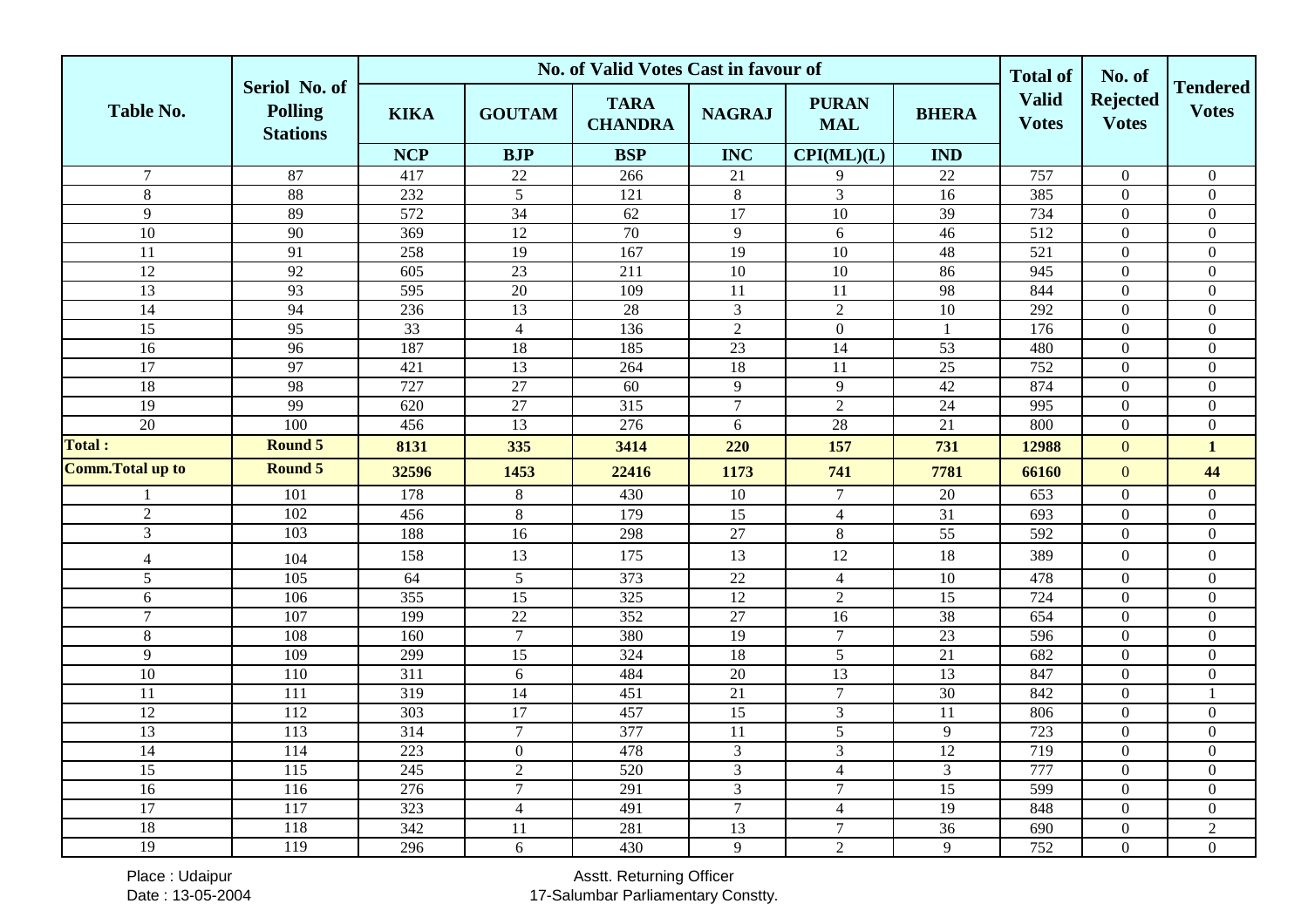| Table No. | Seriol No. of Polling Stations | No. of Valid Votes Cast in favour of | | | | | | Total of Valid Votes | No. of Rejected Votes | Tendered Votes |
|---|---|---|---|---|---|---|---|---|---|---|
| | | KIKA | GOUTAM | TARA CHANDRA | NAGRAJ | PURAN MAL | BHERA | | | |
| | | NCP | BJP | BSP | INC | CPI(ML)(L) | IND | | | |
| 7 | 87 | 417 | 22 | 266 | 21 | 9 | 22 | 757 | 0 | 0 |
| 8 | 88 | 232 | 5 | 121 | 8 | 3 | 16 | 385 | 0 | 0 |
| 9 | 89 | 572 | 34 | 62 | 17 | 10 | 39 | 734 | 0 | 0 |
| 10 | 90 | 369 | 12 | 70 | 9 | 6 | 46 | 512 | 0 | 0 |
| 11 | 91 | 258 | 19 | 167 | 19 | 10 | 48 | 521 | 0 | 0 |
| 12 | 92 | 605 | 23 | 211 | 10 | 10 | 86 | 945 | 0 | 0 |
| 13 | 93 | 595 | 20 | 109 | 11 | 11 | 98 | 844 | 0 | 0 |
| 14 | 94 | 236 | 13 | 28 | 3 | 2 | 10 | 292 | 0 | 0 |
| 15 | 95 | 33 | 4 | 136 | 2 | 0 | 1 | 176 | 0 | 0 |
| 16 | 96 | 187 | 18 | 185 | 23 | 14 | 53 | 480 | 0 | 0 |
| 17 | 97 | 421 | 13 | 264 | 18 | 11 | 25 | 752 | 0 | 0 |
| 18 | 98 | 727 | 27 | 60 | 9 | 9 | 42 | 874 | 0 | 0 |
| 19 | 99 | 620 | 27 | 315 | 7 | 2 | 24 | 995 | 0 | 0 |
| 20 | 100 | 456 | 13 | 276 | 6 | 28 | 21 | 800 | 0 | 0 |
| **Total :** | **Round 5** | **8131** | **335** | **3414** | **220** | **157** | **731** | **12988** | 0 | **1** |
| **Comm.Total up to** | **Round 5** | **32596** | **1453** | **22416** | **1173** | **741** | **7781** | **66160** | 0 | **44** |
| 1 | 101 | 178 | 8 | 430 | 10 | 7 | 20 | 653 | 0 | 0 |
| 2 | 102 | 456 | 8 | 179 | 15 | 4 | 31 | 693 | 0 | 0 |
| 3 | 103 | 188 | 16 | 298 | 27 | 8 | 55 | 592 | 0 | 0 |
| 4 | 104 | 158 | 13 | 175 | 13 | 12 | 18 | 389 | 0 | 0 |
| 5 | 105 | 64 | 5 | 373 | 22 | 4 | 10 | 478 | 0 | 0 |
| 6 | 106 | 355 | 15 | 325 | 12 | 2 | 15 | 724 | 0 | 0 |
| 7 | 107 | 199 | 22 | 352 | 27 | 16 | 38 | 654 | 0 | 0 |
| 8 | 108 | 160 | 7 | 380 | 19 | 7 | 23 | 596 | 0 | 0 |
| 9 | 109 | 299 | 15 | 324 | 18 | 5 | 21 | 682 | 0 | 0 |
| 10 | 110 | 311 | 6 | 484 | 20 | 13 | 13 | 847 | 0 | 0 |
| 11 | 111 | 319 | 14 | 451 | 21 | 7 | 30 | 842 | 0 | 1 |
| 12 | 112 | 303 | 17 | 457 | 15 | 3 | 11 | 806 | 0 | 0 |
| 13 | 113 | 314 | 7 | 377 | 11 | 5 | 9 | 723 | 0 | 0 |
| 14 | 114 | 223 | 0 | 478 | 3 | 3 | 12 | 719 | 0 | 0 |
| 15 | 115 | 245 | 2 | 520 | 3 | 4 | 3 | 777 | 0 | 0 |
| 16 | 116 | 276 | 7 | 291 | 3 | 7 | 15 | 599 | 0 | 0 |
| 17 | 117 | 323 | 4 | 491 | 7 | 4 | 19 | 848 | 0 | 0 |
| 18 | 118 | 342 | 11 | 281 | 13 | 7 | 36 | 690 | 0 | 2 |
| 19 | 119 | 296 | 6 | 430 | 9 | 2 | 9 | 752 | 0 | 0 |

Place : Udaipur
Date : 13-05-2004

Asstt. Returning Officer
17-Salumbar Parliamentary Constty.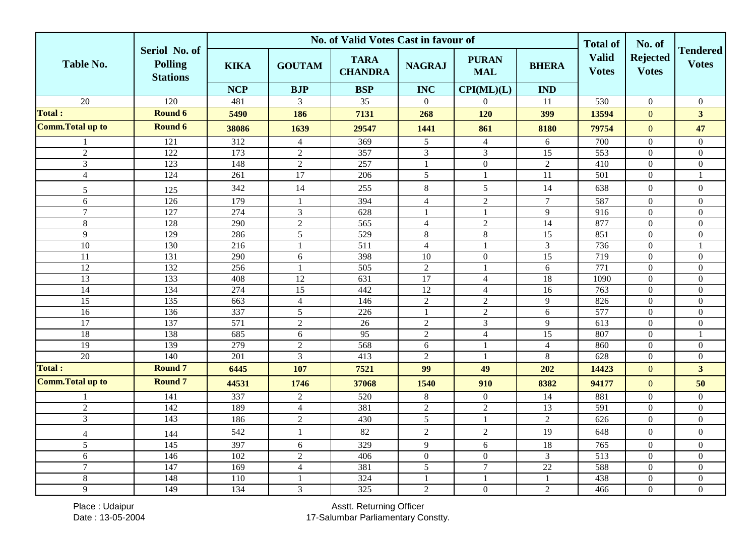| Table No. | Seriol No. of Polling Stations | No. of Valid Votes Cast in favour of | | | | | | Total of Valid Votes | No. of Rejected Votes | Tendered Votes |
|---|---|---|---|---|---|---|---|---|---|---|
| | | KIKA | GOUTAM | TARA CHANDRA | NAGRAJ | PURAN MAL | BHERA | | | |
| | | NCP | BJP | BSP | INC | CPI(ML)(L) | IND | | | |
| 20 | 120 | 481 | 3 | 35 | 0 | 0 | 11 | 530 | 0 | 0 |
| **Total :** | **Round 6** | **5490** | **186** | **7131** | **268** | **120** | **399** | **13594** | **0** | **3** |
| **Comm.Total up to** | **Round 6** | **38086** | **1639** | **29547** | **1441** | **861** | **8180** | **79754** | **0** | **47** |
| 1 | 121 | 312 | 4 | 369 | 5 | 4 | 6 | 700 | 0 | 0 |
| 2 | 122 | 173 | 2 | 357 | 3 | 3 | 15 | 553 | 0 | 0 |
| 3 | 123 | 148 | 2 | 257 | 1 | 0 | 2 | 410 | 0 | 0 |
| 4 | 124 | 261 | 17 | 206 | 5 | 1 | 11 | 501 | 0 | 1 |
| 5 | 125 | 342 | 14 | 255 | 8 | 5 | 14 | 638 | 0 | 0 |
| 6 | 126 | 179 | 1 | 394 | 4 | 2 | 7 | 587 | 0 | 0 |
| 7 | 127 | 274 | 3 | 628 | 1 | 1 | 9 | 916 | 0 | 0 |
| 8 | 128 | 290 | 2 | 565 | 4 | 2 | 14 | 877 | 0 | 0 |
| 9 | 129 | 286 | 5 | 529 | 8 | 8 | 15 | 851 | 0 | 0 |
| 10 | 130 | 216 | 1 | 511 | 4 | 1 | 3 | 736 | 0 | 1 |
| 11 | 131 | 290 | 6 | 398 | 10 | 0 | 15 | 719 | 0 | 0 |
| 12 | 132 | 256 | 1 | 505 | 2 | 1 | 6 | 771 | 0 | 0 |
| 13 | 133 | 408 | 12 | 631 | 17 | 4 | 18 | 1090 | 0 | 0 |
| 14 | 134 | 274 | 15 | 442 | 12 | 4 | 16 | 763 | 0 | 0 |
| 15 | 135 | 663 | 4 | 146 | 2 | 2 | 9 | 826 | 0 | 0 |
| 16 | 136 | 337 | 5 | 226 | 1 | 2 | 6 | 577 | 0 | 0 |
| 17 | 137 | 571 | 2 | 26 | 2 | 3 | 9 | 613 | 0 | 0 |
| 18 | 138 | 685 | 6 | 95 | 2 | 4 | 15 | 807 | 0 | 1 |
| 19 | 139 | 279 | 2 | 568 | 6 | 1 | 4 | 860 | 0 | 0 |
| 20 | 140 | 201 | 3 | 413 | 2 | 1 | 8 | 628 | 0 | 0 |
| **Total :** | **Round 7** | **6445** | **107** | **7521** | **99** | **49** | **202** | **14423** | **0** | **3** |
| **Comm.Total up to** | **Round 7** | **44531** | **1746** | **37068** | **1540** | **910** | **8382** | **94177** | **0** | **50** |
| 1 | 141 | 337 | 2 | 520 | 8 | 0 | 14 | 881 | 0 | 0 |
| 2 | 142 | 189 | 4 | 381 | 2 | 2 | 13 | 591 | 0 | 0 |
| 3 | 143 | 186 | 2 | 430 | 5 | 1 | 2 | 626 | 0 | 0 |
| 4 | 144 | 542 | 1 | 82 | 2 | 2 | 19 | 648 | 0 | 0 |
| 5 | 145 | 397 | 6 | 329 | 9 | 6 | 18 | 765 | 0 | 0 |
| 6 | 146 | 102 | 2 | 406 | 0 | 0 | 3 | 513 | 0 | 0 |
| 7 | 147 | 169 | 4 | 381 | 5 | 7 | 22 | 588 | 0 | 0 |
| 8 | 148 | 110 | 1 | 324 | 1 | 1 | 1 | 438 | 0 | 0 |
| 9 | 149 | 134 | 3 | 325 | 2 | 0 | 2 | 466 | 0 | 0 |

Place : Udaipur
Date : 13-05-2004

Asstt. Returning Officer
17-Salumbar Parliamentary Constty.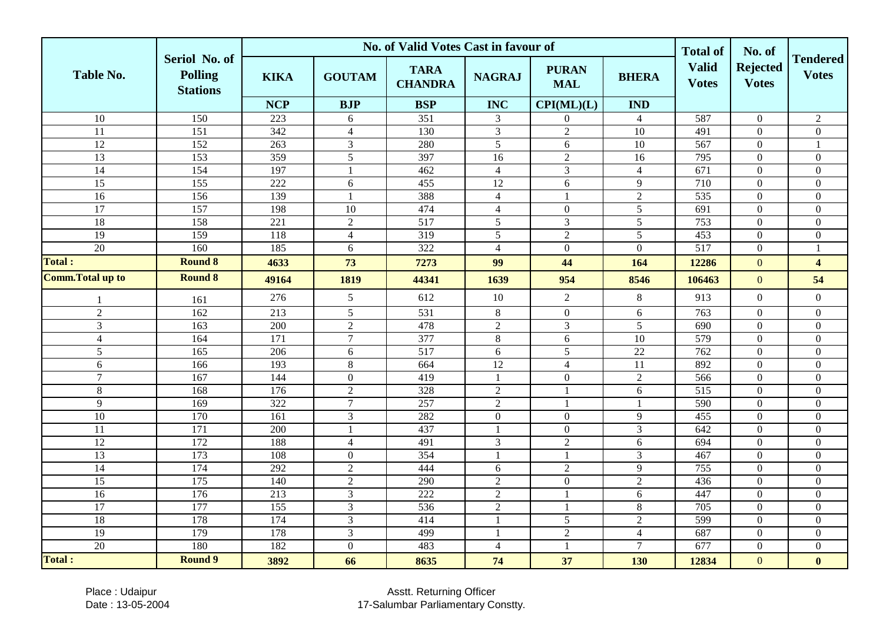| Table No. | Seriol No. of Polling Stations | No. of Valid Votes Cast in favour of | | | | | | Total of Valid Votes | No. of Rejected Votes | Tendered Votes |
|---|---|---|---|---|---|---|---|---|---|---|
| | | KIKA | GOUTAM | TARA CHANDRA | NAGRAJ | PURAN MAL | BHERA | | | |
| | | NCP | BJP | BSP | INC | CPI(ML)(L) | IND | | | |
| 10 | 150 | 223 | 6 | 351 | 3 | 0 | 4 | 587 | 0 | 2 |
| 11 | 151 | 342 | 4 | 130 | 3 | 2 | 10 | 491 | 0 | 0 |
| 12 | 152 | 263 | 3 | 280 | 5 | 6 | 10 | 567 | 0 | 1 |
| 13 | 153 | 359 | 5 | 397 | 16 | 2 | 16 | 795 | 0 | 0 |
| 14 | 154 | 197 | 1 | 462 | 4 | 3 | 4 | 671 | 0 | 0 |
| 15 | 155 | 222 | 6 | 455 | 12 | 6 | 9 | 710 | 0 | 0 |
| 16 | 156 | 139 | 1 | 388 | 4 | 1 | 2 | 535 | 0 | 0 |
| 17 | 157 | 198 | 10 | 474 | 4 | 0 | 5 | 691 | 0 | 0 |
| 18 | 158 | 221 | 2 | 517 | 5 | 3 | 5 | 753 | 0 | 0 |
| 19 | 159 | 118 | 4 | 319 | 5 | 2 | 5 | 453 | 0 | 0 |
| 20 | 160 | 185 | 6 | 322 | 4 | 0 | 0 | 517 | 0 | 1 |
| **Total :** | **Round 8** | **4633** | **73** | **7273** | **99** | **44** | **164** | **12286** | 0 | **4** |
| **Comm.Total up to** | **Round 8** | **49164** | **1819** | **44341** | **1639** | **954** | **8546** | **106463** | 0 | **54** |
| 1 | 161 | 276 | 5 | 612 | 10 | 2 | 8 | 913 | 0 | 0 |
| 2 | 162 | 213 | 5 | 531 | 8 | 0 | 6 | 763 | 0 | 0 |
| 3 | 163 | 200 | 2 | 478 | 2 | 3 | 5 | 690 | 0 | 0 |
| 4 | 164 | 171 | 7 | 377 | 8 | 6 | 10 | 579 | 0 | 0 |
| 5 | 165 | 206 | 6 | 517 | 6 | 5 | 22 | 762 | 0 | 0 |
| 6 | 166 | 193 | 8 | 664 | 12 | 4 | 11 | 892 | 0 | 0 |
| 7 | 167 | 144 | 0 | 419 | 1 | 0 | 2 | 566 | 0 | 0 |
| 8 | 168 | 176 | 2 | 328 | 2 | 1 | 6 | 515 | 0 | 0 |
| 9 | 169 | 322 | 7 | 257 | 2 | 1 | 1 | 590 | 0 | 0 |
| 10 | 170 | 161 | 3 | 282 | 0 | 0 | 9 | 455 | 0 | 0 |
| 11 | 171 | 200 | 1 | 437 | 1 | 0 | 3 | 642 | 0 | 0 |
| 12 | 172 | 188 | 4 | 491 | 3 | 2 | 6 | 694 | 0 | 0 |
| 13 | 173 | 108 | 0 | 354 | 1 | 1 | 3 | 467 | 0 | 0 |
| 14 | 174 | 292 | 2 | 444 | 6 | 2 | 9 | 755 | 0 | 0 |
| 15 | 175 | 140 | 2 | 290 | 2 | 0 | 2 | 436 | 0 | 0 |
| 16 | 176 | 213 | 3 | 222 | 2 | 1 | 6 | 447 | 0 | 0 |
| 17 | 177 | 155 | 3 | 536 | 2 | 1 | 8 | 705 | 0 | 0 |
| 18 | 178 | 174 | 3 | 414 | 1 | 5 | 2 | 599 | 0 | 0 |
| 19 | 179 | 178 | 3 | 499 | 1 | 2 | 4 | 687 | 0 | 0 |
| 20 | 180 | 182 | 0 | 483 | 4 | 1 | 7 | 677 | 0 | 0 |
| **Total :** | **Round 9** | **3892** | **66** | **8635** | **74** | **37** | **130** | **12834** | 0 | **0** |

Place : Udaipur
Date : 13-05-2004

Asstt. Returning Officer
17-Salumbar Parliamentary Constty.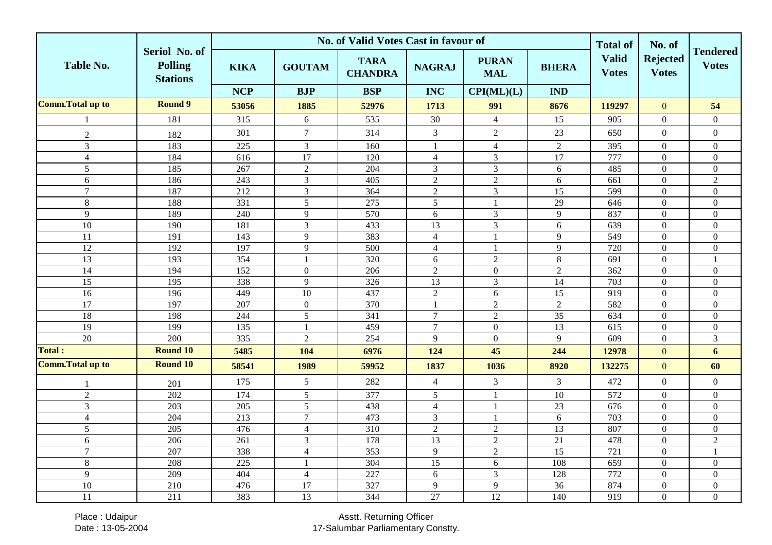| Table No. | Seriol No. of Polling Stations | No. of Valid Votes Cast in favour of | | | | | | Total of Valid Votes | No. of Rejected Votes | Tendered Votes |
|---|---|---|---|---|---|---|---|---|---|---|
| | | KIKA | GOUTAM | TARA CHANDRA | NAGRAJ | PURAN MAL | BHERA | | | |
| | | NCP | BJP | BSP | INC | CPI(ML)(L) | IND | | | |
| **Comm.Total up to** | **Round 9** | **53056** | **1885** | **52976** | **1713** | **991** | **8676** | **119297** | **0** | **54** |
| 1 | 181 | 315 | 6 | 535 | 30 | 4 | 15 | 905 | 0 | 0 |
| 2 | 182 | 301 | 7 | 314 | 3 | 2 | 23 | 650 | 0 | 0 |
| 3 | 183 | 225 | 3 | 160 | 1 | 4 | 2 | 395 | 0 | 0 |
| 4 | 184 | 616 | 17 | 120 | 4 | 3 | 17 | 777 | 0 | 0 |
| 5 | 185 | 267 | 2 | 204 | 3 | 3 | 6 | 485 | 0 | 0 |
| 6 | 186 | 243 | 3 | 405 | 2 | 2 | 6 | 661 | 0 | 2 |
| 7 | 187 | 212 | 3 | 364 | 2 | 3 | 15 | 599 | 0 | 0 |
| 8 | 188 | 331 | 5 | 275 | 5 | 1 | 29 | 646 | 0 | 0 |
| 9 | 189 | 240 | 9 | 570 | 6 | 3 | 9 | 837 | 0 | 0 |
| 10 | 190 | 181 | 3 | 433 | 13 | 3 | 6 | 639 | 0 | 0 |
| 11 | 191 | 143 | 9 | 383 | 4 | 1 | 9 | 549 | 0 | 0 |
| 12 | 192 | 197 | 9 | 500 | 4 | 1 | 9 | 720 | 0 | 0 |
| 13 | 193 | 354 | 1 | 320 | 6 | 2 | 8 | 691 | 0 | 1 |
| 14 | 194 | 152 | 0 | 206 | 2 | 0 | 2 | 362 | 0 | 0 |
| 15 | 195 | 338 | 9 | 326 | 13 | 3 | 14 | 703 | 0 | 0 |
| 16 | 196 | 449 | 10 | 437 | 2 | 6 | 15 | 919 | 0 | 0 |
| 17 | 197 | 207 | 0 | 370 | 1 | 2 | 2 | 582 | 0 | 0 |
| 18 | 198 | 244 | 5 | 341 | 7 | 2 | 35 | 634 | 0 | 0 |
| 19 | 199 | 135 | 1 | 459 | 7 | 0 | 13 | 615 | 0 | 0 |
| 20 | 200 | 335 | 2 | 254 | 9 | 0 | 9 | 609 | 0 | 3 |
| **Total :** | **Round 10** | **5485** | **104** | **6976** | **124** | **45** | **244** | **12978** | **0** | **6** |
| **Comm.Total up to** | **Round 10** | **58541** | **1989** | **59952** | **1837** | **1036** | **8920** | **132275** | **0** | **60** |
| 1 | 201 | 175 | 5 | 282 | 4 | 3 | 3 | 472 | 0 | 0 |
| 2 | 202 | 174 | 5 | 377 | 5 | 1 | 10 | 572 | 0 | 0 |
| 3 | 203 | 205 | 5 | 438 | 4 | 1 | 23 | 676 | 0 | 0 |
| 4 | 204 | 213 | 7 | 473 | 3 | 1 | 6 | 703 | 0 | 0 |
| 5 | 205 | 476 | 4 | 310 | 2 | 2 | 13 | 807 | 0 | 0 |
| 6 | 206 | 261 | 3 | 178 | 13 | 2 | 21 | 478 | 0 | 2 |
| 7 | 207 | 338 | 4 | 353 | 9 | 2 | 15 | 721 | 0 | 1 |
| 8 | 208 | 225 | 1 | 304 | 15 | 6 | 108 | 659 | 0 | 0 |
| 9 | 209 | 404 | 4 | 227 | 6 | 3 | 128 | 772 | 0 | 0 |
| 10 | 210 | 476 | 17 | 327 | 9 | 9 | 36 | 874 | 0 | 0 |
| 11 | 211 | 383 | 13 | 344 | 27 | 12 | 140 | 919 | 0 | 0 |

Place : Udaipur
Date : 13-05-2004

Asstt. Returning Officer
17-Salumbar Parliamentary Constty.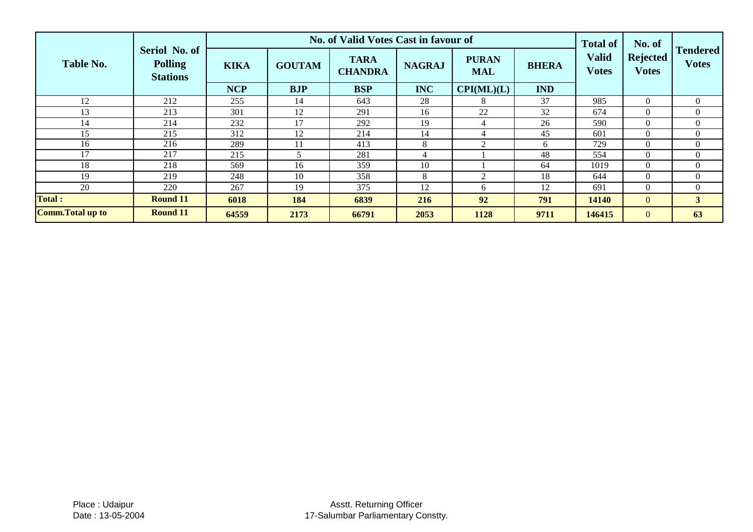| Table No. | Seriol No. of Polling Stations | No. of Valid Votes Cast in favour of | | | | | | Total of Valid Votes | No. of Rejected Votes | Tendered Votes |
|---|---|---|---|---|---|---|---|---|---|---|
| | | KIKA | GOUTAM | TARA CHANDRA | NAGRAJ | PURAN MAL | BHERA | | | |
| | | NCP | BJP | BSP | INC | CPI(ML)(L) | IND | | | |
| 12 | 212 | 255 | 14 | 643 | 28 | 8 | 37 | 985 | 0 | 0 |
| 13 | 213 | 301 | 12 | 291 | 16 | 22 | 32 | 674 | 0 | 0 |
| 14 | 214 | 232 | 17 | 292 | 19 | 4 | 26 | 590 | 0 | 0 |
| 15 | 215 | 312 | 12 | 214 | 14 | 4 | 45 | 601 | 0 | 0 |
| 16 | 216 | 289 | 11 | 413 | 8 | 2 | 6 | 729 | 0 | 0 |
| 17 | 217 | 215 | 5 | 281 | 4 | 1 | 48 | 554 | 0 | 0 |
| 18 | 218 | 569 | 16 | 359 | 10 | 1 | 64 | 1019 | 0 | 0 |
| 19 | 219 | 248 | 10 | 358 | 8 | 2 | 18 | 644 | 0 | 0 |
| 20 | 220 | 267 | 19 | 375 | 12 | 6 | 12 | 691 | 0 | 0 |
| **Total :** | **Round 11** | **6018** | **184** | **6839** | **216** | **92** | **791** | **14140** | 0 | **3** |
| **Comm.Total up to** | **Round 11** | **64559** | **2173** | **66791** | **2053** | **1128** | **9711** | **146415** | 0 | **63** |

Place : Udaipur
Date : 13-05-2004

Asstt. Returning Officer
17-Salumbar Parliamentary Constty.